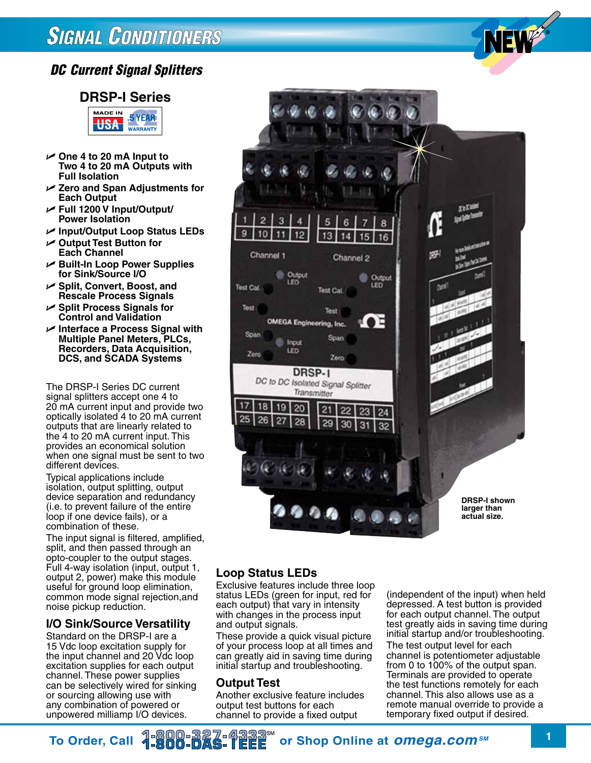# Signal Conditioners

## DC Current Signal Splitters

### DRSP-I Series

MADE IN USA · 5 YEAR WARRANTY

- One 4 to 20 mA Input to Two 4 to 20 mA Outputs with Full Isolation
- Zero and Span Adjustments for Each Output
- Full 1200 V Input/Output/ Power Isolation
- Input/Output Loop Status LEDs
- Output Test Button for Each Channel
- Built-In Loop Power Supplies for Sink/Source I/O
- Split, Convert, Boost, and Rescale Process Signals
- Split Process Signals for Control and Validation
- Interface a Process Signal with Multiple Panel Meters, PLCs, Recorders, Data Acquisition, DCS, and SCADA Systems

The DRSP-I Series DC current signal splitters accept one 4 to 20 mA current input and provide two optically isolated 4 to 20 mA current outputs that are linearly related to the 4 to 20 mA current input. This provides an economical solution when one signal must be sent to two different devices.

Typical applications include isolation, output splitting, output device separation and redundancy (i.e. to prevent failure of the entire loop if one device fails), or a combination of these.

The input signal is filtered, amplified, split, and then passed through an opto-coupler to the output stages. Full 4-way isolation (input, output 1, output 2, power) make this module useful for ground loop elimination, common mode signal rejection,and noise pickup reduction.

### I/O Sink/Source Versatility

Standard on the DRSP-I are a 15 Vdc loop excitation supply for the input channel and 20 Vdc loop excitation supplies for each output channel. These power supplies can be selectively wired for sinking or sourcing allowing use with any combination of powered or unpowered milliamp I/O devices.

DRSP-I shown larger than actual size.

### Loop Status LEDs

Exclusive features include three loop status LEDs (green for input, red for each output) that vary in intensity with changes in the process input and output signals.

These provide a quick visual picture of your process loop at all times and can greatly aid in saving time during initial startup and troubleshooting.

### Output Test

Another exclusive feature includes output test buttons for each channel to provide a fixed output (independent of the input) when held depressed. A test button is provided for each output channel. The output test greatly aids in saving time during initial startup and/or troubleshooting.

The test output level for each channel is potentiometer adjustable from 0 to 100% of the output span. Terminals are provided to operate the test functions remotely for each channel. This also allows use as a remote manual override to provide a temporary fixed output if desired.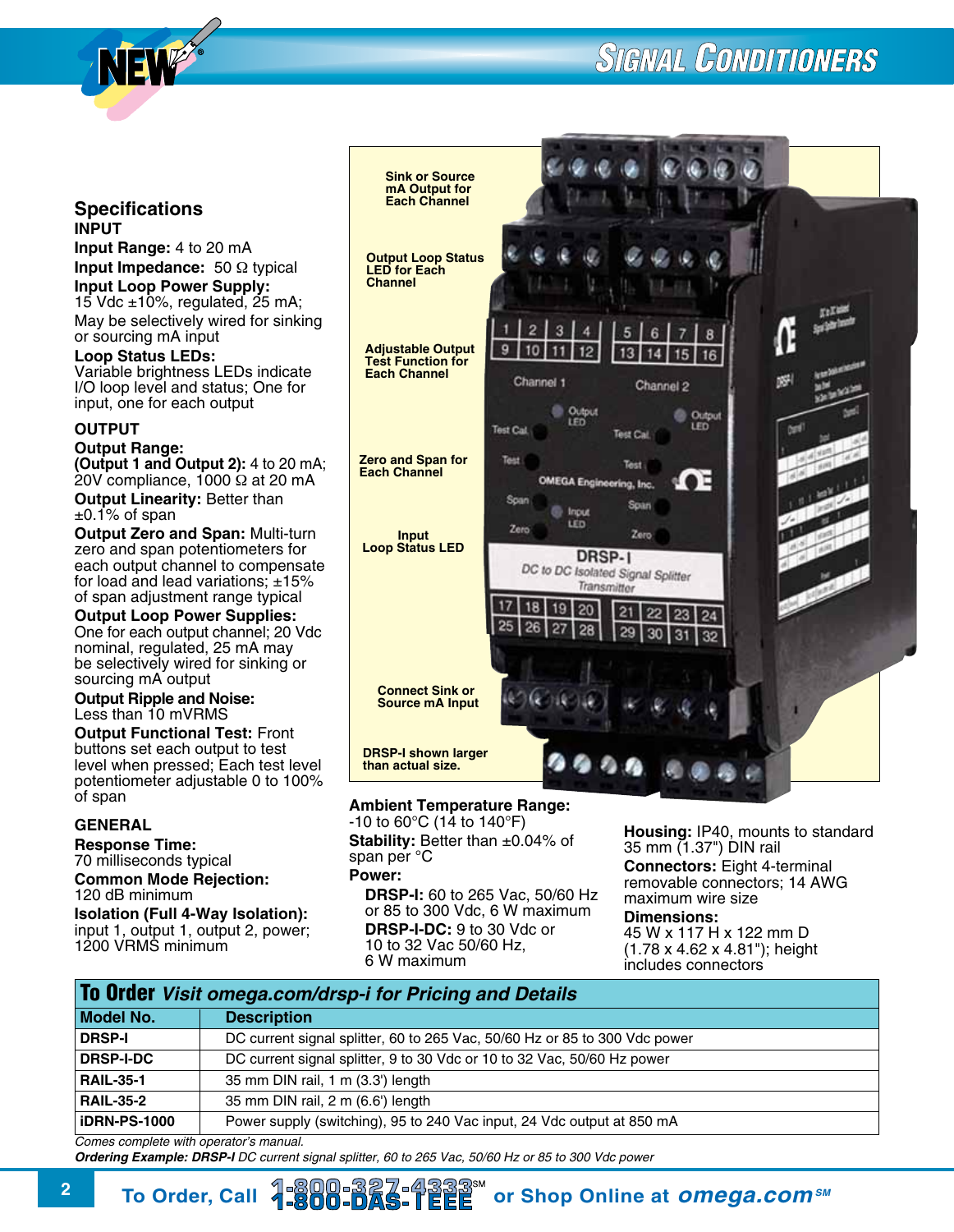## Specifications

### INPUT

**Input Range:** 4 to 20 mA

**Input Impedance:** 50 Ω typical

**Input Loop Power Supply:**
15 Vdc ±10%, regulated, 25 mA;
May be selectively wired for sinking or sourcing mA input

**Loop Status LEDs:**
Variable brightness LEDs indicate I/O loop level and status; One for input, one for each output

### OUTPUT

**Output Range:**
**(Output 1 and Output 2):** 4 to 20 mA; 20V compliance, 1000 Ω at 20 mA

**Output Linearity:** Better than ±0.1% of span

**Output Zero and Span:** Multi-turn zero and span potentiometers for each output channel to compensate for load and lead variations; ±15% of span adjustment range typical

**Output Loop Power Supplies:**
One for each output channel; 20 Vdc nominal, regulated, 25 mA may be selectively wired for sinking or sourcing mA output

**Output Ripple and Noise:**
Less than 10 mVRMS

**Output Functional Test:** Front buttons set each output to test level when pressed; Each test level potentiometer adjustable 0 to 100% of span

### GENERAL

**Response Time:**
70 milliseconds typical

**Common Mode Rejection:**
120 dB minimum

**Isolation (Full 4-Way Isolation):**
input 1, output 1, output 2, power; 1200 VRMS minimum

Sink or Source mA Output for Each Channel

Output Loop Status LED for Each Channel

Adjustable Output Test Function for Each Channel

Zero and Span for Each Channel

Input Loop Status LED

Connect Sink or Source mA Input

DRSP-I shown larger than actual size.

**Ambient Temperature Range:**
-10 to 60°C (14 to 140°F)

**Stability:** Better than ±0.04% of span per °C

**Power:**

**DRSP-I:** 60 to 265 Vac, 50/60 Hz or 85 to 300 Vdc, 6 W maximum

**DRSP-I-DC:** 9 to 30 Vdc or 10 to 32 Vac 50/60 Hz, 6 W maximum

**Housing:** IP40, mounts to standard 35 mm (1.37") DIN rail

**Connectors:** Eight 4-terminal removable connectors; 14 AWG maximum wire size

**Dimensions:**
45 W x 117 H x 122 mm D (1.78 x 4.62 x 4.81"); height includes connectors

**To Order** *Visit omega.com/drsp-i for Pricing and Details*

| Model No. | Description |
|---|---|
| **DRSP-I** | DC current signal splitter, 60 to 265 Vac, 50/60 Hz or 85 to 300 Vdc power |
| **DRSP-I-DC** | DC current signal splitter, 9 to 30 Vdc or 10 to 32 Vac, 50/60 Hz power |
| **RAIL-35-1** | 35 mm DIN rail, 1 m (3.3') length |
| **RAIL-35-2** | 35 mm DIN rail, 2 m (6.6') length |
| **iDRN-PS-1000** | Power supply (switching), 95 to 240 Vac input, 24 Vdc output at 850 mA |

*Comes complete with operator's manual.*

***Ordering Example: DRSP-I** DC current signal splitter, 60 to 265 Vac, 50/60 Hz or 85 to 300 Vdc power*